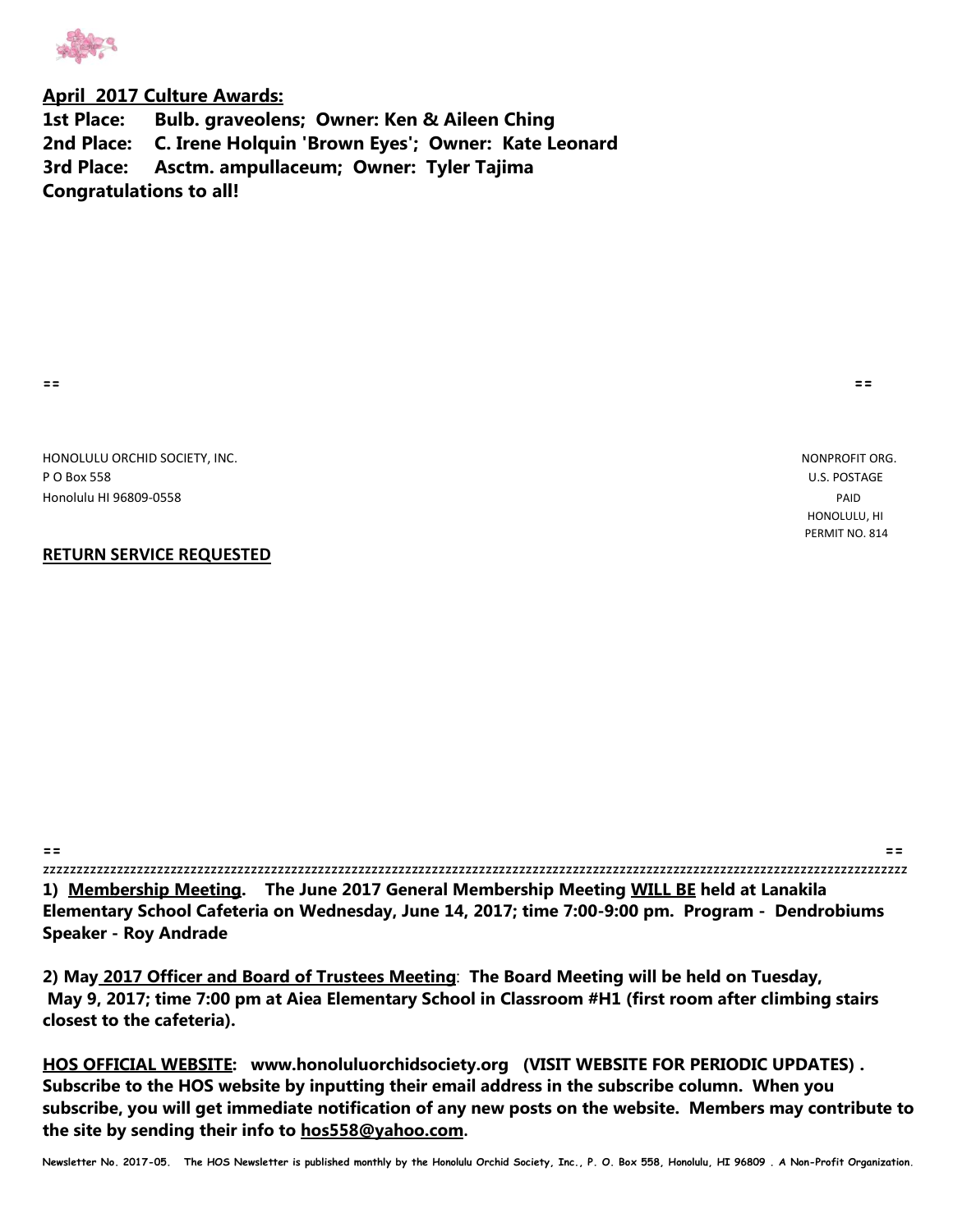**April 2017 Culture Awards:**

**1st Place: Bulb. graveolens; Owner: Ken & Aileen Ching**
**2nd Place: C. Irene Holquin 'Brown Eyes'; Owner: Kate Leonard**
**3rd Place: Asctm. ampullaceum; Owner: Tyler Tajima**
**Congratulations to all!**

==   ==

HONOLULU ORCHID SOCIETY, INC.
P O Box 558
Honolulu HI 96809-0558

NONPROFIT ORG.
U.S. POSTAGE
PAID
HONOLULU, HI
PERMIT NO. 814

**RETURN SERVICE REQUESTED**

==   ==

zzzzzzzzzzzzzzzzzzzzzzzzzzzzzzzzzzzzzzzzzzzzzzzzzzzzzzzzzzzzzzzzzzzzzzzzzzzzzzzzzzzzzzzzzzzzzzzzzzzzzzzzzzzzzzzzzzzz

**1) Membership Meeting. The June 2017 General Membership Meeting WILL BE held at Lanakila Elementary School Cafeteria on Wednesday, June 14, 2017; time 7:00-9:00 pm. Program - Dendrobiums Speaker - Roy Andrade**

**2) May 2017 Officer and Board of Trustees Meeting: The Board Meeting will be held on Tuesday, May 9, 2017; time 7:00 pm at Aiea Elementary School in Classroom #H1 (first room after climbing stairs closest to the cafeteria).**

**HOS OFFICIAL WEBSITE: www.honoluluorchidsociety.org (VISIT WEBSITE FOR PERIODIC UPDATES) . Subscribe to the HOS website by inputting their email address in the subscribe column. When you subscribe, you will get immediate notification of any new posts on the website. Members may contribute to the site by sending their info to hos558@yahoo.com.**

**Newsletter No. 2017-05. The HOS Newsletter is published monthly by the Honolulu Orchid Society, Inc., P. O. Box 558, Honolulu, HI 96809 . A Non-Profit Organization.**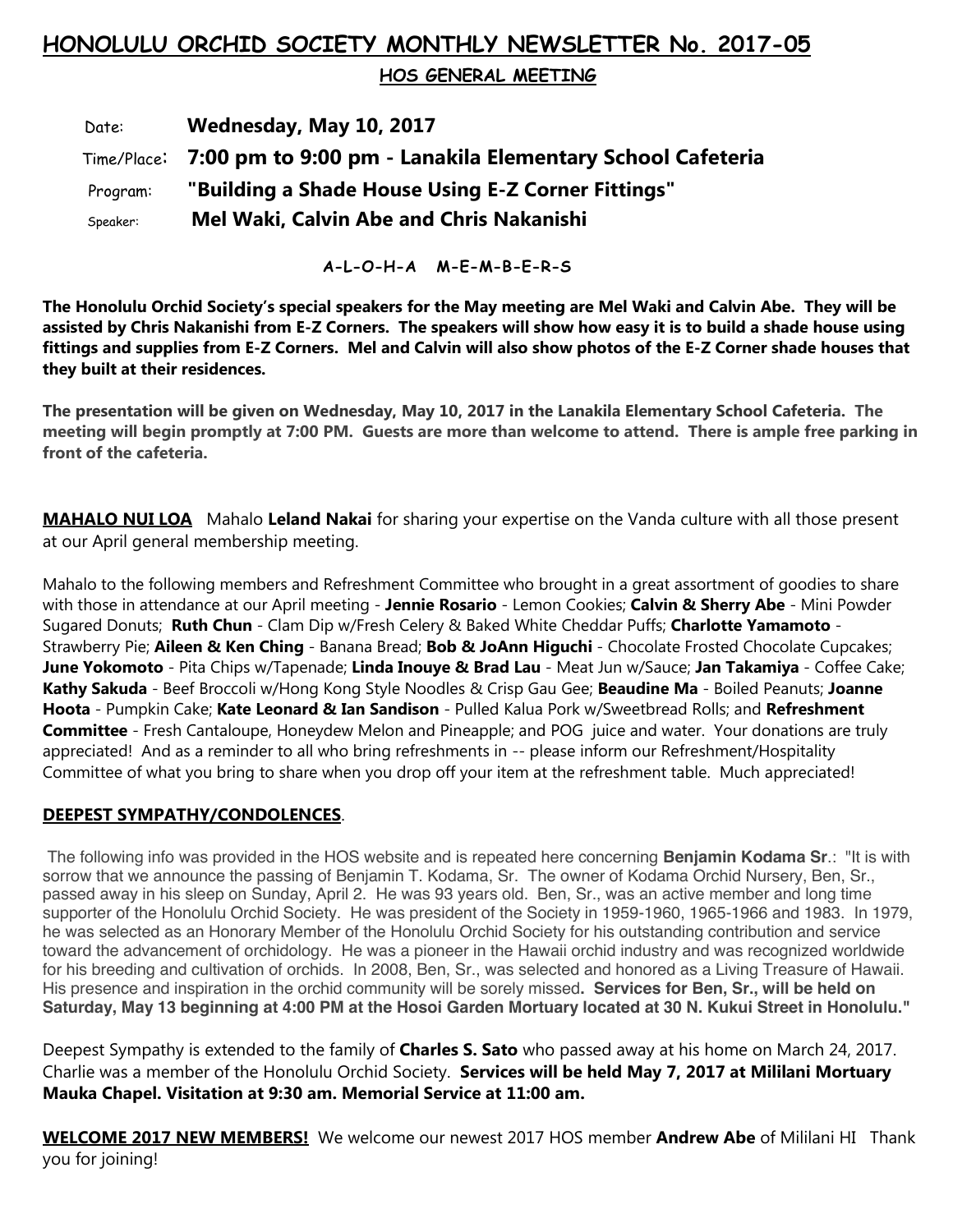# HONOLULU ORCHID SOCIETY MONTHLY NEWSLETTER No. 2017-05

## HOS GENERAL MEETING

Date: **Wednesday, May 10, 2017**

Time/Place: **7:00 pm to 9:00 pm - Lanakila Elementary School Cafeteria**

Program: **"Building a Shade House Using E-Z Corner Fittings"**

Speaker: **Mel Waki, Calvin Abe and Chris Nakanishi**

**A-L-O-H-A M-E-M-B-E-R-S**

**The Honolulu Orchid Society's special speakers for the May meeting are Mel Waki and Calvin Abe. They will be assisted by Chris Nakanishi from E-Z Corners. The speakers will show how easy it is to build a shade house using fittings and supplies from E-Z Corners. Mel and Calvin will also show photos of the E-Z Corner shade houses that they built at their residences.**

**The presentation will be given on Wednesday, May 10, 2017 in the Lanakila Elementary School Cafeteria. The meeting will begin promptly at 7:00 PM. Guests are more than welcome to attend. There is ample free parking in front of the cafeteria.**

**MAHALO NUI LOA** Mahalo **Leland Nakai** for sharing your expertise on the Vanda culture with all those present at our April general membership meeting.

Mahalo to the following members and Refreshment Committee who brought in a great assortment of goodies to share with those in attendance at our April meeting - **Jennie Rosario** - Lemon Cookies; **Calvin & Sherry Abe** - Mini Powder Sugared Donuts; **Ruth Chun** - Clam Dip w/Fresh Celery & Baked White Cheddar Puffs; **Charlotte Yamamoto** - Strawberry Pie; **Aileen & Ken Ching** - Banana Bread; **Bob & JoAnn Higuchi** - Chocolate Frosted Chocolate Cupcakes; **June Yokomoto** - Pita Chips w/Tapenade; **Linda Inouye & Brad Lau** - Meat Jun w/Sauce; **Jan Takamiya** - Coffee Cake; **Kathy Sakuda** - Beef Broccoli w/Hong Kong Style Noodles & Crisp Gau Gee; **Beaudine Ma** - Boiled Peanuts; **Joanne Hoota** - Pumpkin Cake; **Kate Leonard & Ian Sandison** - Pulled Kalua Pork w/Sweetbread Rolls; and **Refreshment Committee** - Fresh Cantaloupe, Honeydew Melon and Pineapple; and POG juice and water. Your donations are truly appreciated! And as a reminder to all who bring refreshments in -- please inform our Refreshment/Hospitality Committee of what you bring to share when you drop off your item at the refreshment table. Much appreciated!

**DEEPEST SYMPATHY/CONDOLENCES**.

The following info was provided in the HOS website and is repeated here concerning **Benjamin Kodama Sr**.: "It is with sorrow that we announce the passing of Benjamin T. Kodama, Sr. The owner of Kodama Orchid Nursery, Ben, Sr., passed away in his sleep on Sunday, April 2. He was 93 years old. Ben, Sr., was an active member and long time supporter of the Honolulu Orchid Society. He was president of the Society in 1959-1960, 1965-1966 and 1983. In 1979, he was selected as an Honorary Member of the Honolulu Orchid Society for his outstanding contribution and service toward the advancement of orchidology. He was a pioneer in the Hawaii orchid industry and was recognized worldwide for his breeding and cultivation of orchids. In 2008, Ben, Sr., was selected and honored as a Living Treasure of Hawaii. His presence and inspiration in the orchid community will be sorely missed**. Services for Ben, Sr., will be held on Saturday, May 13 beginning at 4:00 PM at the Hosoi Garden Mortuary located at 30 N. Kukui Street in Honolulu."**

Deepest Sympathy is extended to the family of **Charles S. Sato** who passed away at his home on March 24, 2017. Charlie was a member of the Honolulu Orchid Society. **Services will be held May 7, 2017 at Mililani Mortuary Mauka Chapel. Visitation at 9:30 am. Memorial Service at 11:00 am.**

**WELCOME 2017 NEW MEMBERS!** We welcome our newest 2017 HOS member **Andrew Abe** of Mililani HI Thank you for joining!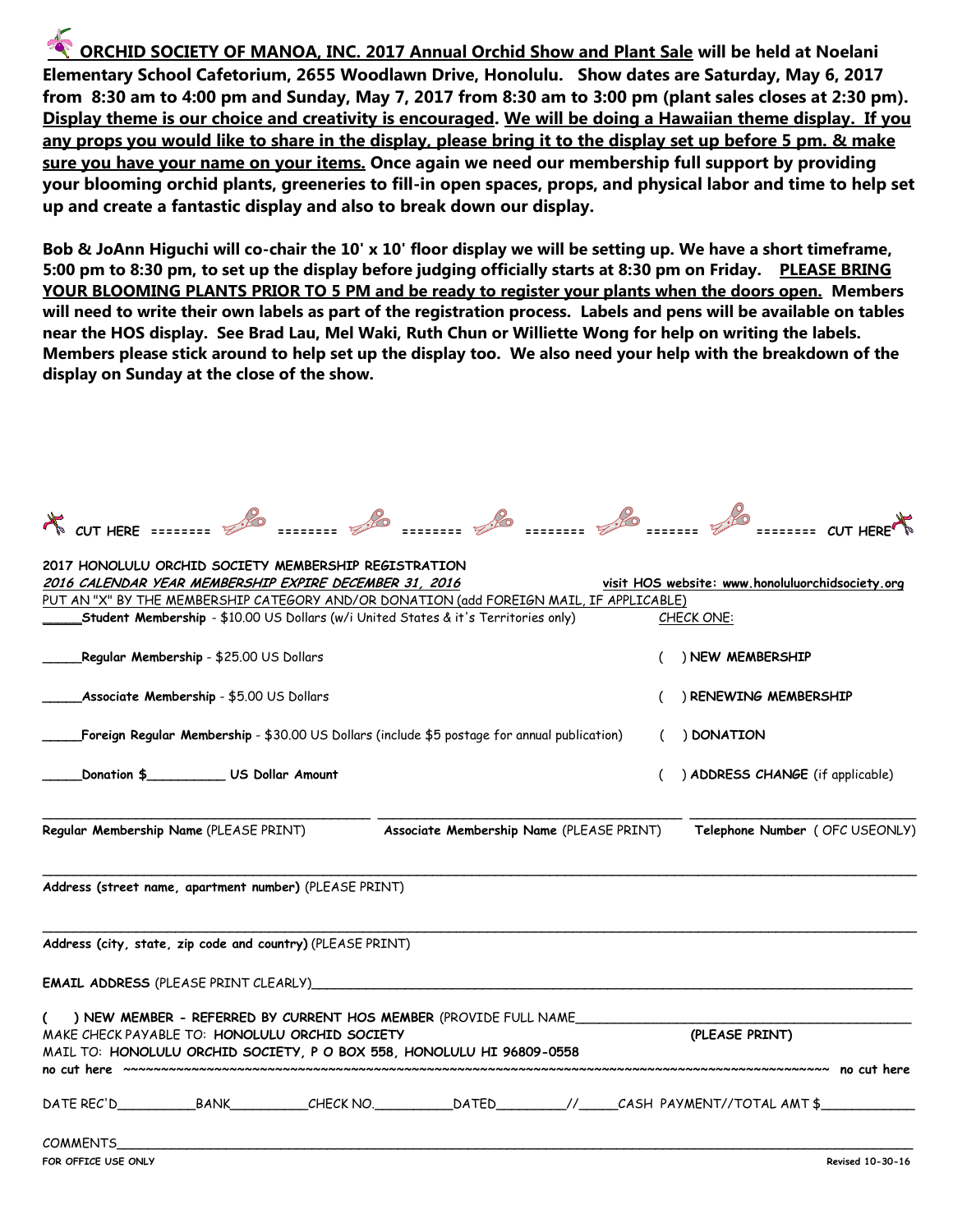**ORCHID SOCIETY OF MANOA, INC. 2017 Annual Orchid Show and Plant Sale will be held at Noelani Elementary School Cafetorium, 2655 Woodlawn Drive, Honolulu. Show dates are Saturday, May 6, 2017 from 8:30 am to 4:00 pm and Sunday, May 7, 2017 from 8:30 am to 3:00 pm (plant sales closes at 2:30 pm). Display theme is our choice and creativity is encouraged. We will be doing a Hawaiian theme display. If you any props you would like to share in the display, please bring it to the display set up before 5 pm. & make sure you have your name on your items. Once again we need our membership full support by providing your blooming orchid plants, greeneries to fill-in open spaces, props, and physical labor and time to help set up and create a fantastic display and also to break down our display.**

**Bob & JoAnn Higuchi will co-chair the 10' x 10' floor display we will be setting up. We have a short timeframe, 5:00 pm to 8:30 pm, to set up the display before judging officially starts at 8:30 pm on Friday. PLEASE BRING YOUR BLOOMING PLANTS PRIOR TO 5 PM and be ready to register your plants when the doors open. Members will need to write their own labels as part of the registration process. Labels and pens will be available on tables near the HOS display. See Brad Lau, Mel Waki, Ruth Chun or Williette Wong for help on writing the labels. Members please stick around to help set up the display too. We also need your help with the breakdown of the display on Sunday at the close of the show.**

CUT HERE ======== ======== ======== ======== ======= ======== CUT HERE

2017 HONOLULU ORCHID SOCIETY MEMBERSHIP REGISTRATION

*2016 CALENDAR YEAR MEMBERSHIP EXPIRE DECEMBER 31, 2016* — visit HOS website: www.honoluluorchidsociety.org

PUT AN "X" BY THE MEMBERSHIP CATEGORY AND/OR DONATION (add FOREIGN MAIL, IF APPLICABLE)

_____**Student Membership** - $10.00 US Dollars (w/i United States & it's Territories only)

_____**Regular Membership** - $25.00 US Dollars

_____**Associate Membership** - $5.00 US Dollars

_____**Foreign Regular Membership** - $30.00 US Dollars (include $5 postage for annual publication)

_____**Donation $**__________ **US Dollar Amount**

CHECK ONE:

( ) **NEW MEMBERSHIP**

( ) **RENEWING MEMBERSHIP**

( ) **DONATION**

( ) **ADDRESS CHANGE** (if applicable)

**Regular Membership Name** (PLEASE PRINT) | **Associate Membership Name** (PLEASE PRINT) | **Telephone Number** ( OFC USEONLY)

**Address (street name, apartment number)** (PLEASE PRINT)

**Address (city, state, zip code and country)** (PLEASE PRINT)

**EMAIL ADDRESS** (PLEASE PRINT CLEARLY)______________________________

( ) **NEW MEMBER - REFERRED BY CURRENT HOS MEMBER** (PROVIDE FULL NAME______________________________ **(PLEASE PRINT)**

MAKE CHECK PAYABLE TO: **HONOLULU ORCHID SOCIETY**

MAIL TO: **HONOLULU ORCHID SOCIETY, P O BOX 558, HONOLULU HI 96809-0558**

**no cut here** ~~~~~~~~~~~~~~~~~~~~~~~~~~~~~~~~~~~~~~~~ **no cut here**

DATE REC'D__________BANK__________CHECK NO.__________DATED_________//_____CASH PAYMENT//TOTAL AMT $____________

COMMENTS______________________________

**FOR OFFICE USE ONLY** — **Revised 10-30-16**